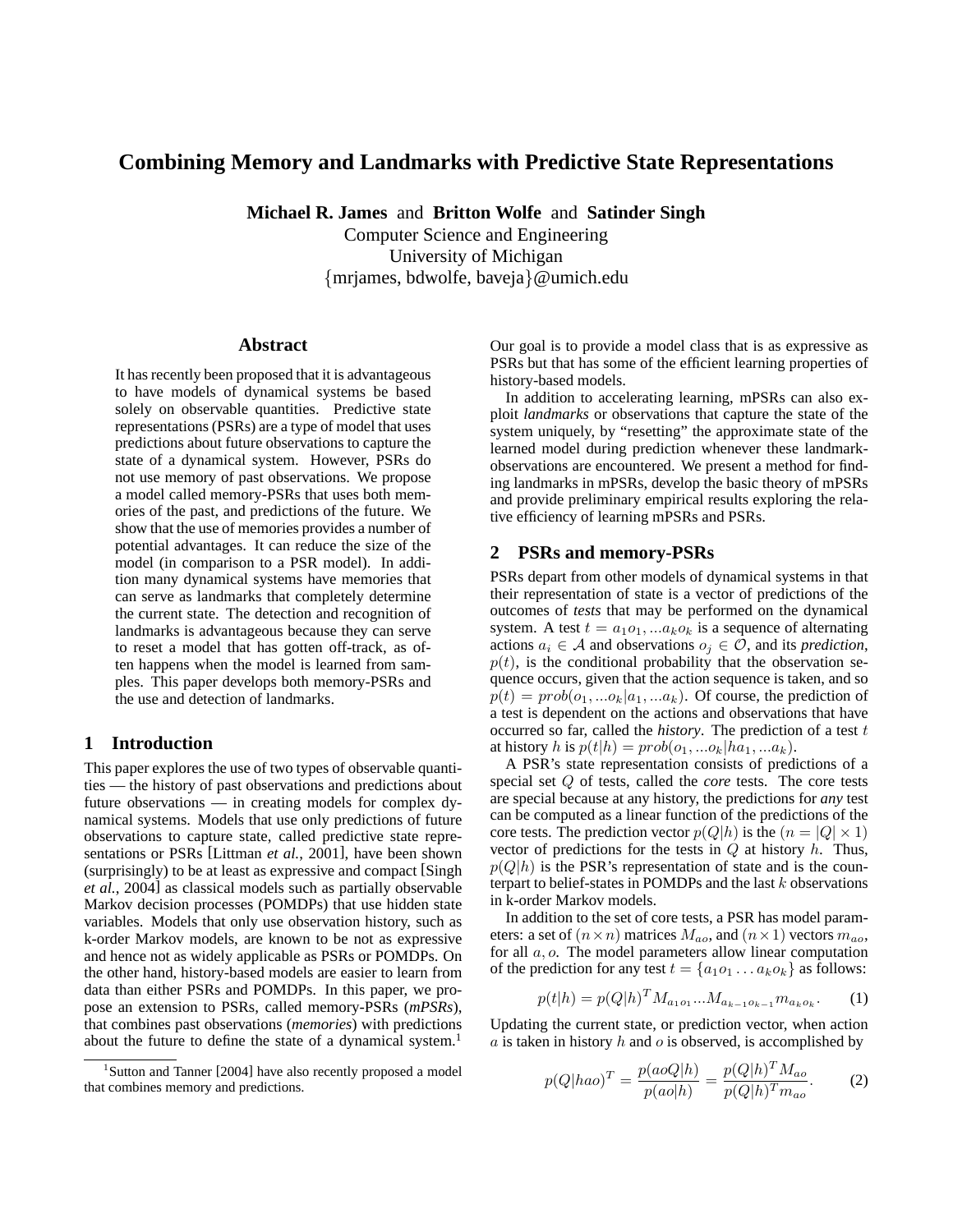# Combining Memory and Landmarks with Predictive State Representations

**Michael R. James** and **Britton Wolfe** and **Satinder Singh**
Computer Science and Engineering
University of Michigan
{mrjames, bdwolfe, baveja}@umich.edu

## Abstract

It has recently been proposed that it is advantageous to have models of dynamical systems be based solely on observable quantities. Predictive state representations (PSRs) are a type of model that uses predictions about future observations to capture the state of a dynamical system. However, PSRs do not use memory of past observations. We propose a model called memory-PSRs that uses both memories of the past, and predictions of the future. We show that the use of memories provides a number of potential advantages. It can reduce the size of the model (in comparison to a PSR model). In addition many dynamical systems have memories that can serve as landmarks that completely determine the current state. The detection and recognition of landmarks is advantageous because they can serve to reset a model that has gotten off-track, as often happens when the model is learned from samples. This paper develops both memory-PSRs and the use and detection of landmarks.

## 1 Introduction

This paper explores the use of two types of observable quantities — the history of past observations and predictions about future observations — in creating models for complex dynamical systems. Models that use only predictions of future observations to capture state, called predictive state representations or PSRs [Littman *et al.*, 2001], have been shown (surprisingly) to be at least as expressive and compact [Singh *et al.*, 2004] as classical models such as partially observable Markov decision processes (POMDPs) that use hidden state variables. Models that only use observation history, such as k-order Markov models, are known to be not as expressive and hence not as widely applicable as PSRs or POMDPs. On the other hand, history-based models are easier to learn from data than either PSRs and POMDPs. In this paper, we propose an extension to PSRs, called memory-PSRs (*mPSRs*), that combines past observations (*memories*) with predictions about the future to define the state of a dynamical system.[1] Our goal is to provide a model class that is as expressive as PSRs but that has some of the efficient learning properties of history-based models.

In addition to accelerating learning, mPSRs can also exploit *landmarks* or observations that capture the state of the system uniquely, by "resetting" the approximate state of the learned model during prediction whenever these landmark-observations are encountered. We present a method for finding landmarks in mPSRs, develop the basic theory of mPSRs and provide preliminary empirical results exploring the relative efficiency of learning mPSRs and PSRs.

## 2 PSRs and memory-PSRs

PSRs depart from other models of dynamical systems in that their representation of state is a vector of predictions of the outcomes of *tests* that may be performed on the dynamical system. A test $t = a_1 o_1, ... a_k o_k$ is a sequence of alternating actions $a_i \in \mathcal{A}$ and observations $o_j \in \mathcal{O}$, and its *prediction*, $p(t)$, is the conditional probability that the observation sequence occurs, given that the action sequence is taken, and so $p(t) = prob(o_1, ... o_k | a_1, ... a_k)$. Of course, the prediction of a test is dependent on the actions and observations that have occurred so far, called the *history*. The prediction of a test $t$ at history $h$ is $p(t|h) = prob(o_1, ... o_k | h a_1, ... a_k)$.

A PSR's state representation consists of predictions of a special set $Q$ of tests, called the *core* tests. The core tests are special because at any history, the predictions for *any* test can be computed as a linear function of the predictions of the core tests. The prediction vector $p(Q|h)$ is the $(n = |Q| \times 1)$ vector of predictions for the tests in $Q$ at history $h$. Thus, $p(Q|h)$ is the PSR's representation of state and is the counterpart to belief-states in POMDPs and the last $k$ observations in k-order Markov models.

In addition to the set of core tests, a PSR has model parameters: a set of $(n \times n)$ matrices $M_{ao}$, and $(n \times 1)$ vectors $m_{ao}$, for all $a, o$. The model parameters allow linear computation of the prediction for any test $t = \{a_1 o_1 \ldots a_k o_k\}$ as follows:

$$p(t|h) = p(Q|h)^T M_{a_1 o_1} ... M_{a_{k-1} o_{k-1}} m_{a_k o_k}. \qquad (1)$$

Updating the current state, or prediction vector, when action $a$ is taken in history $h$ and $o$ is observed, is accomplished by

$$p(Q|hao)^T = \frac{p(aoQ|h)}{p(ao|h)} = \frac{p(Q|h)^T M_{ao}}{p(Q|h)^T m_{ao}}. \qquad (2)$$

[1] Sutton and Tanner [2004] have also recently proposed a model that combines memory and predictions.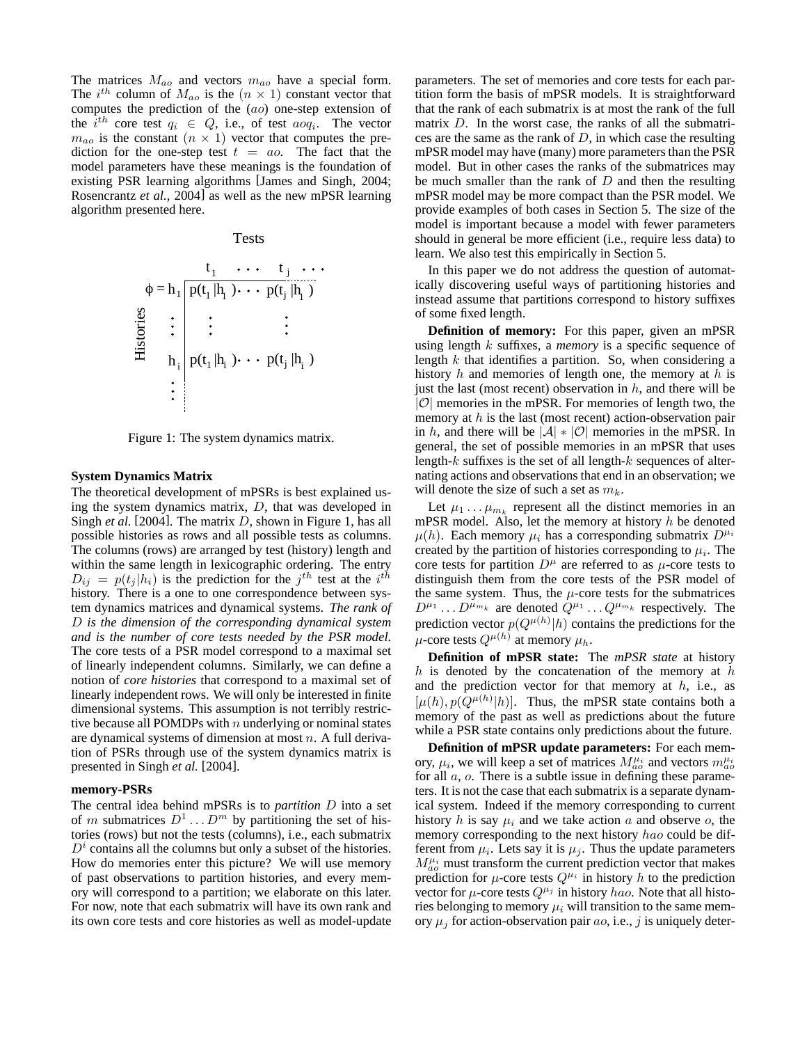The matrices $M_{ao}$ and vectors $m_{ao}$ have a special form. The $i^{th}$ column of $M_{ao}$ is the $(n \times 1)$ constant vector that computes the prediction of the $(ao)$ one-step extension of the $i^{th}$ core test $q_i \in Q$, i.e., of test $aoq_i$. The vector $m_{ao}$ is the constant $(n \times 1)$ vector that computes the prediction for the one-step test $t = ao$. The fact that the model parameters have these meanings is the foundation of existing PSR learning algorithms [James and Singh, 2004; Rosencrantz *et al.*, 2004] as well as the new mPSR learning algorithm presented here.

|  | Tests |  |  |  |  |
|---|---|---|---|---|---|
| Histories | | $t_1$ | $\cdots$ | $t_j$ | $\cdots$ |
| $\phi = h_1$ | | $p(t_1 \mid h_1)$ | $\cdots$ | $p(t_j \mid h_1)$ | |
| $\vdots$ | | $\vdots$ | | $\vdots$ | |
| $h_i$ | | $p(t_1 \mid h_i)$ | $\cdots$ | $p(t_j \mid h_i)$ | |
| $\vdots$ | | | | | |

Figure 1: The system dynamics matrix.

### System Dynamics Matrix

The theoretical development of mPSRs is best explained using the system dynamics matrix, $D$, that was developed in Singh *et al.* [2004]. The matrix $D$, shown in Figure 1, has all possible histories as rows and all possible tests as columns. The columns (rows) are arranged by test (history) length and within the same length in lexicographic ordering. The entry $D_{ij} = p(t_j|h_i)$ is the prediction for the $j^{th}$ test at the $i^{th}$ history. There is a one to one correspondence between system dynamics matrices and dynamical systems. *The rank of $D$ is the dimension of the corresponding dynamical system and is the number of core tests needed by the PSR model.* The core tests of a PSR model correspond to a maximal set of linearly independent columns. Similarly, we can define a notion of *core histories* that correspond to a maximal set of linearly independent rows. We will only be interested in finite dimensional systems. This assumption is not terribly restrictive because all POMDPs with $n$ underlying or nominal states are dynamical systems of dimension at most $n$. A full derivation of PSRs through use of the system dynamics matrix is presented in Singh *et al.* [2004].

### memory-PSRs

The central idea behind mPSRs is to *partition* $D$ into a set of $m$ submatrices $D^1 \ldots D^m$ by partitioning the set of histories (rows) but not the tests (columns), i.e., each submatrix $D^i$ contains all the columns but only a subset of the histories. How do memories enter this picture? We will use memory of past observations to partition histories, and every memory will correspond to a partition; we elaborate on this later. For now, note that each submatrix will have its own rank and its own core tests and core histories as well as model-update parameters. The set of memories and core tests for each partition form the basis of mPSR models. It is straightforward that the rank of each submatrix is at most the rank of the full matrix $D$. In the worst case, the ranks of all the submatrices are the same as the rank of $D$, in which case the resulting mPSR model may have (many) more parameters than the PSR model. But in other cases the ranks of the submatrices may be much smaller than the rank of $D$ and then the resulting mPSR model may be more compact than the PSR model. We provide examples of both cases in Section 5. The size of the model is important because a model with fewer parameters should in general be more efficient (i.e., require less data) to learn. We also test this empirically in Section 5.

In this paper we do not address the question of automatically discovering useful ways of partitioning histories and instead assume that partitions correspond to history suffixes of some fixed length.

**Definition of memory:** For this paper, given an mPSR using length $k$ suffixes, a *memory* is a specific sequence of length $k$ that identifies a partition. So, when considering a history $h$ and memories of length one, the memory at $h$ is just the last (most recent) observation in $h$, and there will be $|\mathcal{O}|$ memories in the mPSR. For memories of length two, the memory at $h$ is the last (most recent) action-observation pair in $h$, and there will be $|\mathcal{A}| * |\mathcal{O}|$ memories in the mPSR. In general, the set of possible memories in an mPSR that uses length-$k$ suffixes is the set of all length-$k$ sequences of alternating actions and observations that end in an observation; we will denote the size of such a set as $m_k$.

Let $\mu_1 \ldots \mu_{m_k}$ represent all the distinct memories in an mPSR model. Also, let the memory at history $h$ be denoted $\mu(h)$. Each memory $\mu_i$ has a corresponding submatrix $D^{\mu_i}$ created by the partition of histories corresponding to $\mu_i$. The core tests for partition $D^{\mu}$ are referred to as $\mu$-core tests to distinguish them from the core tests of the PSR model of the same system. Thus, the $\mu$-core tests for the submatrices $D^{\mu_1} \ldots D^{\mu_{m_k}}$ are denoted $Q^{\mu_1} \ldots Q^{\mu_{m_k}}$ respectively. The prediction vector $p(Q^{\mu(h)}|h)$ contains the predictions for the $\mu$-core tests $Q^{\mu(h)}$ at memory $\mu_h$.

**Definition of mPSR state:** The *mPSR state* at history $h$ is denoted by the concatenation of the memory at $h$ and the prediction vector for that memory at $h$, i.e., as $[\mu(h), p(Q^{\mu(h)}|h)]$. Thus, the mPSR state contains both a memory of the past as well as predictions about the future while a PSR state contains only predictions about the future.

**Definition of mPSR update parameters:** For each memory, $\mu_i$, we will keep a set of matrices $M^{\mu_i}_{ao}$ and vectors $m^{\mu_i}_{ao}$ for all $a$, $o$. There is a subtle issue in defining these parameters. It is not the case that each submatrix is a separate dynamical system. Indeed if the memory corresponding to current history $h$ is say $\mu_i$ and we take action $a$ and observe $o$, the memory corresponding to the next history $hao$ could be different from $\mu_i$. Lets say it is $\mu_j$. Thus the update parameters $M^{\mu_i}_{ao}$ must transform the current prediction vector that makes prediction for $\mu$-core tests $Q^{\mu_i}$ in history $h$ to the prediction vector for $\mu$-core tests $Q^{\mu_j}$ in history $hao$. Note that all histories belonging to memory $\mu_i$ will transition to the same memory $\mu_j$ for action-observation pair $ao$, i.e., $j$ is uniquely deter-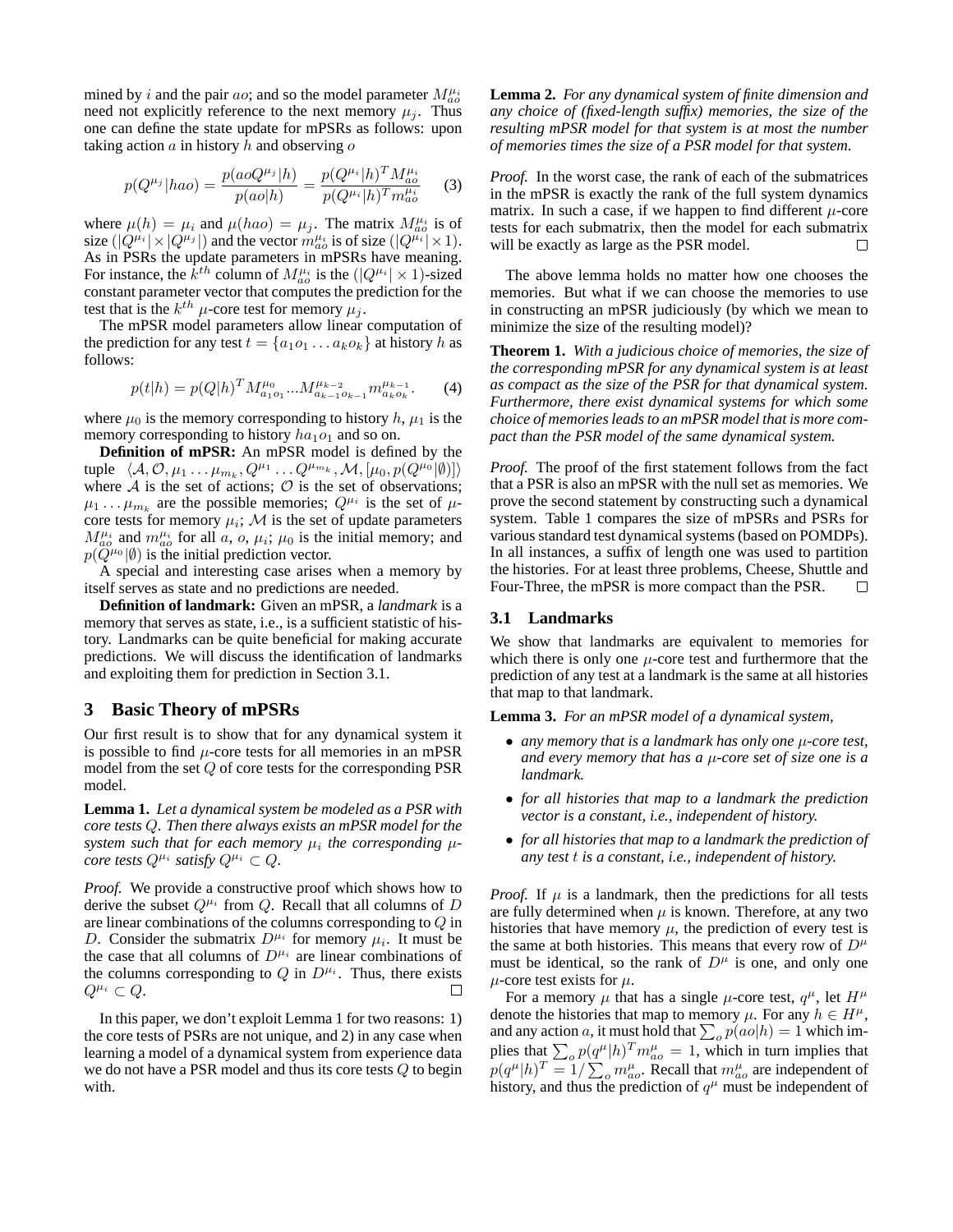mined by $i$ and the pair $ao$; and so the model parameter $M^{\mu_i}_{ao}$ need not explicitly reference to the next memory $\mu_j$. Thus one can define the state update for mPSRs as follows: upon taking action $a$ in history $h$ and observing $o$

$$p(Q^{\mu_j}|hao) = \frac{p(aoQ^{\mu_j}|h)}{p(ao|h)} = \frac{p(Q^{\mu_i}|h)^T M^{\mu_i}_{ao}}{p(Q^{\mu_i}|h)^T m^{\mu_i}_{ao}} \quad (3)$$

where $\mu(h) = \mu_i$ and $\mu(hao) = \mu_j$. The matrix $M^{\mu_i}_{ao}$ is of size $(|Q^{\mu_i}| \times |Q^{\mu_j}|)$ and the vector $m^{\mu_i}_{ao}$ is of size $(|Q^{\mu_i}| \times 1)$. As in PSRs the update parameters in mPSRs have meaning. For instance, the $k^{th}$ column of $M^{\mu_i}_{ao}$ is the $(|Q^{\mu_i}| \times 1)$-sized constant parameter vector that computes the prediction for the test that is the $k^{th}$ $\mu$-core test for memory $\mu_j$.

The mPSR model parameters allow linear computation of the prediction for any test $t = \{a_1o_1 \ldots a_ko_k\}$ at history $h$ as follows:

$$p(t|h) = p(Q|h)^T M^{\mu_0}_{a_1o_1} \ldots M^{\mu_{k-2}}_{a_{k-1}o_{k-1}} m^{\mu_{k-1}}_{a_ko_k}. \quad (4)$$

where $\mu_0$ is the memory corresponding to history $h$, $\mu_1$ is the memory corresponding to history $ha_1o_1$ and so on.

**Definition of mPSR:** An mPSR model is defined by the tuple $\langle \mathcal{A}, \mathcal{O}, \mu_1 \ldots \mu_{m_k}, Q^{\mu_1} \ldots Q^{\mu_{m_k}}, \mathcal{M}, [\mu_0, p(Q^{\mu_0}|\emptyset)] \rangle$ where $\mathcal{A}$ is the set of actions; $\mathcal{O}$ is the set of observations; $\mu_1 \ldots \mu_{m_k}$ are the possible memories; $Q^{\mu_i}$ is the set of $\mu$-core tests for memory $\mu_i$; $\mathcal{M}$ is the set of update parameters $M^{\mu_i}_{ao}$ and $m^{\mu_i}_{ao}$ for all $a$, $o$, $\mu_i$; $\mu_0$ is the initial memory; and $p(Q^{\mu_0}|\emptyset)$ is the initial prediction vector.

A special and interesting case arises when a memory by itself serves as state and no predictions are needed.

**Definition of landmark:** Given an mPSR, a *landmark* is a memory that serves as state, i.e., is a sufficient statistic of history. Landmarks can be quite beneficial for making accurate predictions. We will discuss the identification of landmarks and exploiting them for prediction in Section 3.1.

## 3 Basic Theory of mPSRs

Our first result is to show that for any dynamical system it is possible to find $\mu$-core tests for all memories in an mPSR model from the set $Q$ of core tests for the corresponding PSR model.

**Lemma 1.** *Let a dynamical system be modeled as a PSR with core tests $Q$. Then there always exists an mPSR model for the system such that for each memory $\mu_i$ the corresponding $\mu$-core tests $Q^{\mu_i}$ satisfy $Q^{\mu_i} \subset Q$.*

*Proof.* We provide a constructive proof which shows how to derive the subset $Q^{\mu_i}$ from $Q$. Recall that all columns of $D$ are linear combinations of the columns corresponding to $Q$ in $D$. Consider the submatrix $D^{\mu_i}$ for memory $\mu_i$. It must be the case that all columns of $D^{\mu_i}$ are linear combinations of the columns corresponding to $Q$ in $D^{\mu_i}$. Thus, there exists $Q^{\mu_i} \subset Q$. □

In this paper, we don't exploit Lemma 1 for two reasons: 1) the core tests of PSRs are not unique, and 2) in any case when learning a model of a dynamical system from experience data we do not have a PSR model and thus its core tests $Q$ to begin with.

**Lemma 2.** *For any dynamical system of finite dimension and any choice of (fixed-length suffix) memories, the size of the resulting mPSR model for that system is at most the number of memories times the size of a PSR model for that system.*

*Proof.* In the worst case, the rank of each of the submatrices in the mPSR is exactly the rank of the full system dynamics matrix. In such a case, if we happen to find different $\mu$-core tests for each submatrix, then the model for each submatrix will be exactly as large as the PSR model. □

The above lemma holds no matter how one chooses the memories. But what if we can choose the memories to use in constructing an mPSR judiciously (by which we mean to minimize the size of the resulting model)?

**Theorem 1.** *With a judicious choice of memories, the size of the corresponding mPSR for any dynamical system is at least as compact as the size of the PSR for that dynamical system. Furthermore, there exist dynamical systems for which some choice of memories leads to an mPSR model that is more compact than the PSR model of the same dynamical system.*

*Proof.* The proof of the first statement follows from the fact that a PSR is also an mPSR with the null set as memories. We prove the second statement by constructing such a dynamical system. Table 1 compares the size of mPSRs and PSRs for various standard test dynamical systems (based on POMDPs). In all instances, a suffix of length one was used to partition the histories. For at least three problems, Cheese, Shuttle and Four-Three, the mPSR is more compact than the PSR. □

### 3.1 Landmarks

We show that landmarks are equivalent to memories for which there is only one $\mu$-core test and furthermore that the prediction of any test at a landmark is the same at all histories that map to that landmark.

**Lemma 3.** *For an mPSR model of a dynamical system,*

- *any memory that is a landmark has only one $\mu$-core test, and every memory that has a $\mu$-core set of size one is a landmark.*
- *for all histories that map to a landmark the prediction vector is a constant, i.e., independent of history.*
- *for all histories that map to a landmark the prediction of any test $t$ is a constant, i.e., independent of history.*

*Proof.* If $\mu$ is a landmark, then the predictions for all tests are fully determined when $\mu$ is known. Therefore, at any two histories that have memory $\mu$, the prediction of every test is the same at both histories. This means that every row of $D^{\mu}$ must be identical, so the rank of $D^{\mu}$ is one, and only one $\mu$-core test exists for $\mu$.

For a memory $\mu$ that has a single $\mu$-core test, $q^{\mu}$, let $H^{\mu}$ denote the histories that map to memory $\mu$. For any $h \in H^{\mu}$, and any action $a$, it must hold that $\sum_o p(ao|h) = 1$ which implies that $\sum_o p(q^{\mu}|h)^T m^{\mu}_{ao} = 1$, which in turn implies that $p(q^{\mu}|h)^T = 1/\sum_o m^{\mu}_{ao}$. Recall that $m^{\mu}_{ao}$ are independent of history, and thus the prediction of $q^{\mu}$ must be independent of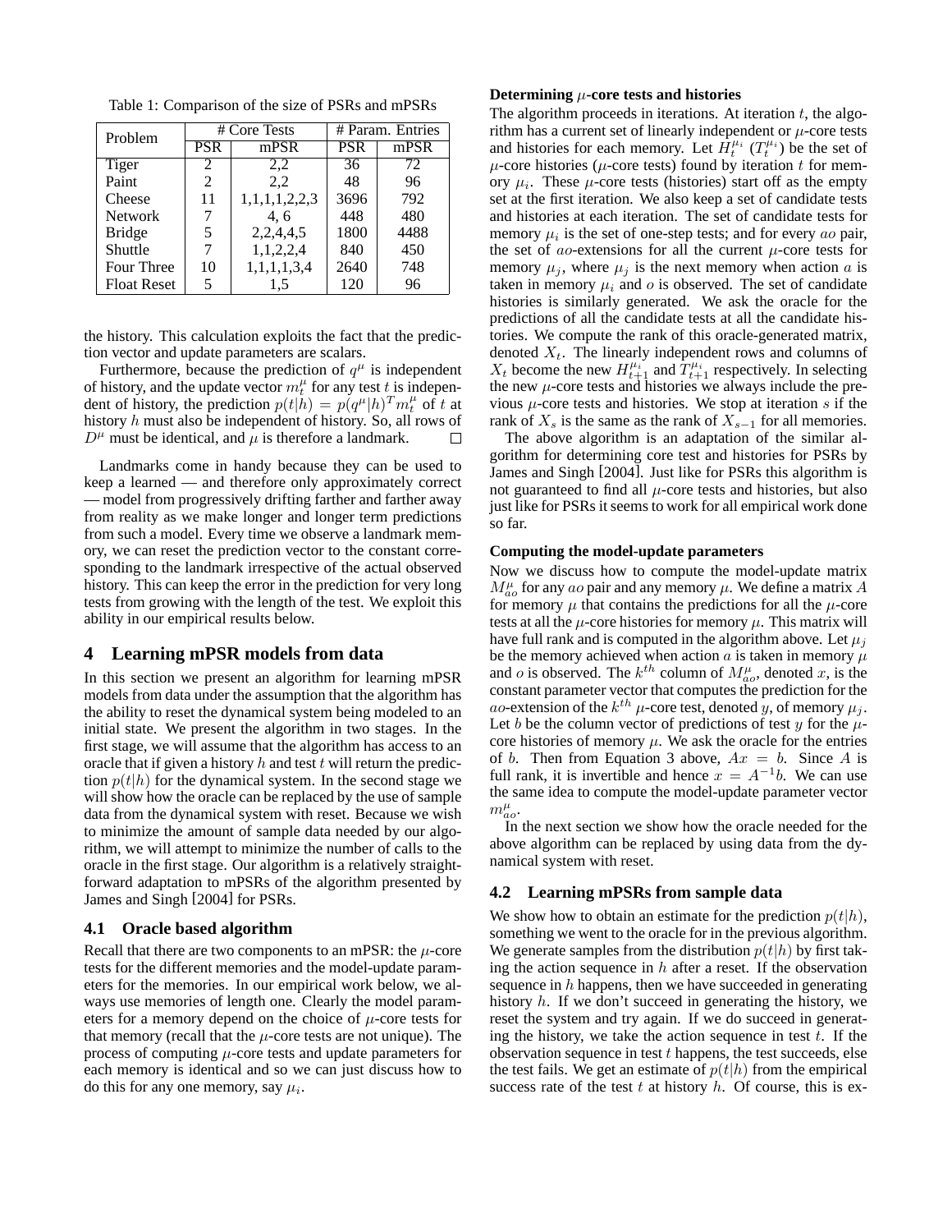Table 1: Comparison of the size of PSRs and mPSRs

| Problem | # Core Tests | | # Param. Entries | |
|---|---|---|---|---|
| | PSR | mPSR | PSR | mPSR |
| Tiger | 2 | 2,2 | 36 | 72 |
| Paint | 2 | 2,2 | 48 | 96 |
| Cheese | 11 | 1,1,1,1,2,2,3 | 3696 | 792 |
| Network | 7 | 4, 6 | 448 | 480 |
| Bridge | 5 | 2,2,4,4,5 | 1800 | 4488 |
| Shuttle | 7 | 1,1,2,2,4 | 840 | 450 |
| Four Three | 10 | 1,1,1,1,3,4 | 2640 | 748 |
| Float Reset | 5 | 1,5 | 120 | 96 |

the history. This calculation exploits the fact that the prediction vector and update parameters are scalars.

Furthermore, because the prediction of $q^\mu$ is independent of history, and the update vector $m_t^\mu$ for any test $t$ is independent of history, the prediction $p(t|h) = p(q^\mu|h)^T m_t^\mu$ of $t$ at history $h$ must also be independent of history. So, all rows of $D^\mu$ must be identical, and $\mu$ is therefore a landmark. $\square$

Landmarks come in handy because they can be used to keep a learned — and therefore only approximately correct — model from progressively drifting farther and farther away from reality as we make longer and longer term predictions from such a model. Every time we observe a landmark memory, we can reset the prediction vector to the constant corresponding to the landmark irrespective of the actual observed history. This can keep the error in the prediction for very long tests from growing with the length of the test. We exploit this ability in our empirical results below.

## 4 Learning mPSR models from data

In this section we present an algorithm for learning mPSR models from data under the assumption that the algorithm has the ability to reset the dynamical system being modeled to an initial state. We present the algorithm in two stages. In the first stage, we will assume that the algorithm has access to an oracle that if given a history $h$ and test $t$ will return the prediction $p(t|h)$ for the dynamical system. In the second stage we will show how the oracle can be replaced by the use of sample data from the dynamical system with reset. Because we wish to minimize the amount of sample data needed by our algorithm, we will attempt to minimize the number of calls to the oracle in the first stage. Our algorithm is a relatively straightforward adaptation to mPSRs of the algorithm presented by James and Singh [2004] for PSRs.

### 4.1 Oracle based algorithm

Recall that there are two components to an mPSR: the $\mu$-core tests for the different memories and the model-update parameters for the memories. In our empirical work below, we always use memories of length one. Clearly the model parameters for a memory depend on the choice of $\mu$-core tests for that memory (recall that the $\mu$-core tests are not unique). The process of computing $\mu$-core tests and update parameters for each memory is identical and so we can just discuss how to do this for any one memory, say $\mu_i$.

**Determining $\mu$-core tests and histories**

The algorithm proceeds in iterations. At iteration $t$, the algorithm has a current set of linearly independent or $\mu$-core tests and histories for each memory. Let $H_t^{\mu_i}$ ($T_t^{\mu_i}$) be the set of $\mu$-core histories ($\mu$-core tests) found by iteration $t$ for memory $\mu_i$. These $\mu$-core tests (histories) start off as the empty set at the first iteration. We also keep a set of candidate tests and histories at each iteration. The set of candidate tests for memory $\mu_i$ is the set of one-step tests; and for every $ao$ pair, the set of $ao$-extensions for all the current $\mu$-core tests for memory $\mu_j$, where $\mu_j$ is the next memory when action $a$ is taken in memory $\mu_i$ and $o$ is observed. The set of candidate histories is similarly generated. We ask the oracle for the predictions of all the candidate tests at all the candidate histories. We compute the rank of this oracle-generated matrix, denoted $X_t$. The linearly independent rows and columns of $X_t$ become the new $H_{t+1}^{\mu_i}$ and $T_{t+1}^{\mu_i}$ respectively. In selecting the new $\mu$-core tests and histories we always include the previous $\mu$-core tests and histories. We stop at iteration $s$ if the rank of $X_s$ is the same as the rank of $X_{s-1}$ for all memories.

The above algorithm is an adaptation of the similar algorithm for determining core test and histories for PSRs by James and Singh [2004]. Just like for PSRs this algorithm is not guaranteed to find all $\mu$-core tests and histories, but also just like for PSRs it seems to work for all empirical work done so far.

**Computing the model-update parameters**

Now we discuss how to compute the model-update matrix $M_{ao}^\mu$ for any $ao$ pair and any memory $\mu$. We define a matrix $A$ for memory $\mu$ that contains the predictions for all the $\mu$-core tests at all the $\mu$-core histories for memory $\mu$. This matrix will have full rank and is computed in the algorithm above. Let $\mu_j$ be the memory achieved when action $a$ is taken in memory $\mu$ and $o$ is observed. The $k^{th}$ column of $M_{ao}^\mu$, denoted $x$, is the constant parameter vector that computes the prediction for the $ao$-extension of the $k^{th}$ $\mu$-core test, denoted $y$, of memory $\mu_j$. Let $b$ be the column vector of predictions of test $y$ for the $\mu$-core histories of memory $\mu$. We ask the oracle for the entries of $b$. Then from Equation 3 above, $Ax = b$. Since $A$ is full rank, it is invertible and hence $x = A^{-1}b$. We can use the same idea to compute the model-update parameter vector $m_{ao}^\mu$.

In the next section we show how the oracle needed for the above algorithm can be replaced by using data from the dynamical system with reset.

### 4.2 Learning mPSRs from sample data

We show how to obtain an estimate for the prediction $p(t|h)$, something we went to the oracle for in the previous algorithm. We generate samples from the distribution $p(t|h)$ by first taking the action sequence in $h$ after a reset. If the observation sequence in $h$ happens, then we have succeeded in generating history $h$. If we don't succeed in generating the history, we reset the system and try again. If we do succeed in generating the history, we take the action sequence in test $t$. If the observation sequence in test $t$ happens, the test succeeds, else the test fails. We get an estimate of $p(t|h)$ from the empirical success rate of the test $t$ at history $h$. Of course, this is ex-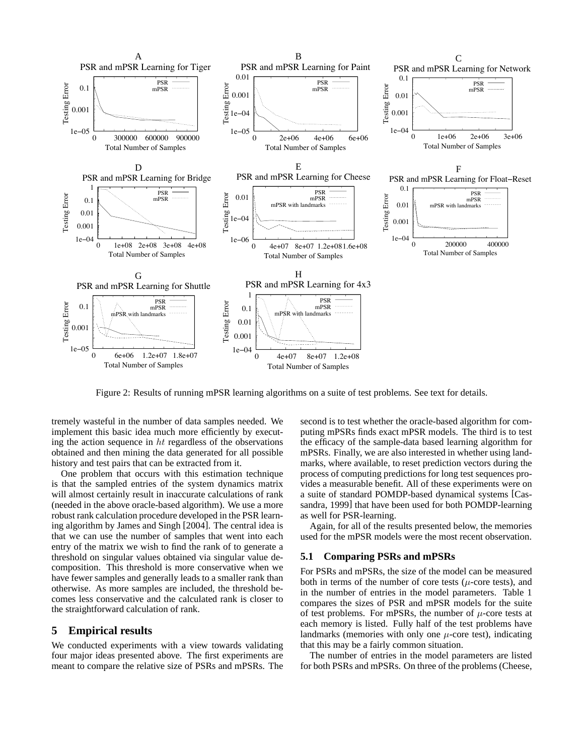Figure 2: Results of running mPSR learning algorithms on a suite of test problems. See text for details.

tremely wasteful in the number of data samples needed. We implement this basic idea much more efficiently by executing the action sequence in $ht$ regardless of the observations obtained and then mining the data generated for all possible history and test pairs that can be extracted from it.

One problem that occurs with this estimation technique is that the sampled entries of the system dynamics matrix will almost certainly result in inaccurate calculations of rank (needed in the above oracle-based algorithm). We use a more robust rank calculation procedure developed in the PSR learning algorithm by James and Singh [2004]. The central idea is that we can use the number of samples that went into each entry of the matrix we wish to find the rank of to generate a threshold on singular values obtained via singular value decomposition. This threshold is more conservative when we have fewer samples and generally leads to a smaller rank than otherwise. As more samples are included, the threshold becomes less conservative and the calculated rank is closer to the straightforward calculation of rank.

## 5 Empirical results

We conducted experiments with a view towards validating four major ideas presented above. The first experiments are meant to compare the relative size of PSRs and mPSRs. The second is to test whether the oracle-based algorithm for computing mPSRs finds exact mPSR models. The third is to test the efficacy of the sample-data based learning algorithm for mPSRs. Finally, we are also interested in whether using landmarks, where available, to reset prediction vectors during the process of computing predictions for long test sequences provides a measurable benefit. All of these experiments were on a suite of standard POMDP-based dynamical systems [Cassandra, 1999] that have been used for both POMDP-learning as well for PSR-learning.

Again, for all of the results presented below, the memories used for the mPSR models were the most recent observation.

### 5.1 Comparing PSRs and mPSRs

For PSRs and mPSRs, the size of the model can be measured both in terms of the number of core tests ($\mu$-core tests), and in the number of entries in the model parameters. Table 1 compares the sizes of PSR and mPSR models for the suite of test problems. For mPSRs, the number of $\mu$-core tests at each memory is listed. Fully half of the test problems have landmarks (memories with only one $\mu$-core test), indicating that this may be a fairly common situation.

The number of entries in the model parameters are listed for both PSRs and mPSRs. On three of the problems (Cheese,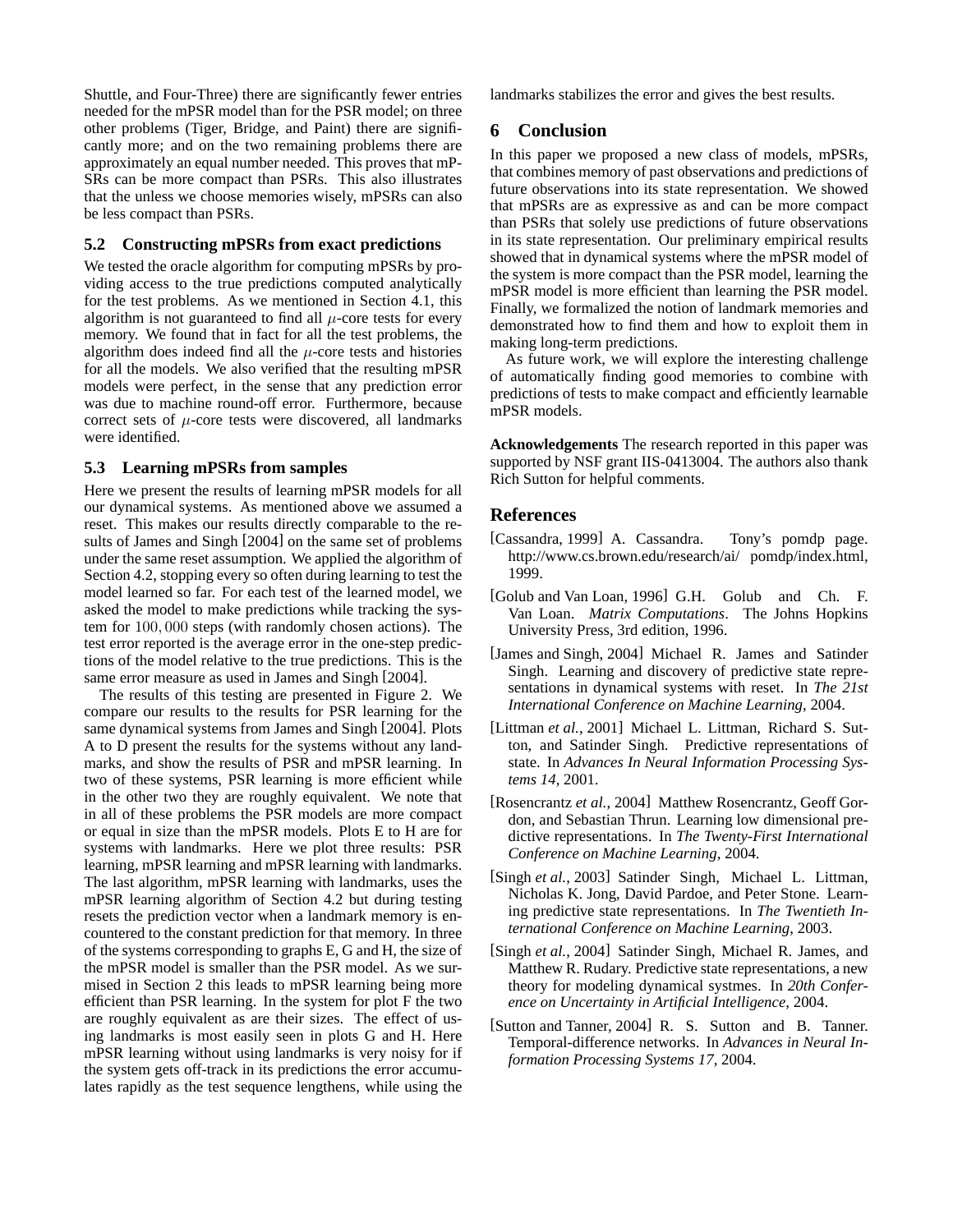Shuttle, and Four-Three) there are significantly fewer entries needed for the mPSR model than for the PSR model; on three other problems (Tiger, Bridge, and Paint) there are significantly more; and on the two remaining problems there are approximately an equal number needed. This proves that mPSRs can be more compact than PSRs. This also illustrates that the unless we choose memories wisely, mPSRs can also be less compact than PSRs.

### 5.2 Constructing mPSRs from exact predictions

We tested the oracle algorithm for computing mPSRs by providing access to the true predictions computed analytically for the test problems. As we mentioned in Section 4.1, this algorithm is not guaranteed to find all $\mu$-core tests for every memory. We found that in fact for all the test problems, the algorithm does indeed find all the $\mu$-core tests and histories for all the models. We also verified that the resulting mPSR models were perfect, in the sense that any prediction error was due to machine round-off error. Furthermore, because correct sets of $\mu$-core tests were discovered, all landmarks were identified.

### 5.3 Learning mPSRs from samples

Here we present the results of learning mPSR models for all our dynamical systems. As mentioned above we assumed a reset. This makes our results directly comparable to the results of James and Singh [2004] on the same set of problems under the same reset assumption. We applied the algorithm of Section 4.2, stopping every so often during learning to test the model learned so far. For each test of the learned model, we asked the model to make predictions while tracking the system for $100,000$ steps (with randomly chosen actions). The test error reported is the average error in the one-step predictions of the model relative to the true predictions. This is the same error measure as used in James and Singh [2004].

The results of this testing are presented in Figure 2. We compare our results to the results for PSR learning for the same dynamical systems from James and Singh [2004]. Plots A to D present the results for the systems without any landmarks, and show the results of PSR and mPSR learning. In two of these systems, PSR learning is more efficient while in the other two they are roughly equivalent. We note that in all of these problems the PSR models are more compact or equal in size than the mPSR models. Plots E to H are for systems with landmarks. Here we plot three results: PSR learning, mPSR learning and mPSR learning with landmarks. The last algorithm, mPSR learning with landmarks, uses the mPSR learning algorithm of Section 4.2 but during testing resets the prediction vector when a landmark memory is encountered to the constant prediction for that memory. In three of the systems corresponding to graphs E, G and H, the size of the mPSR model is smaller than the PSR model. As we surmised in Section 2 this leads to mPSR learning being more efficient than PSR learning. In the system for plot F the two are roughly equivalent as are their sizes. The effect of using landmarks is most easily seen in plots G and H. Here mPSR learning without using landmarks is very noisy for if the system gets off-track in its predictions the error accumulates rapidly as the test sequence lengthens, while using the landmarks stabilizes the error and gives the best results.

## 6 Conclusion

In this paper we proposed a new class of models, mPSRs, that combines memory of past observations and predictions of future observations into its state representation. We showed that mPSRs are as expressive as and can be more compact than PSRs that solely use predictions of future observations in its state representation. Our preliminary empirical results showed that in dynamical systems where the mPSR model of the system is more compact than the PSR model, learning the mPSR model is more efficient than learning the PSR model. Finally, we formalized the notion of landmark memories and demonstrated how to find them and how to exploit them in making long-term predictions.

As future work, we will explore the interesting challenge of automatically finding good memories to combine with predictions of tests to make compact and efficiently learnable mPSR models.

**Acknowledgements** The research reported in this paper was supported by NSF grant IIS-0413004. The authors also thank Rich Sutton for helpful comments.

## References

[Cassandra, 1999] A. Cassandra. Tony's pomdp page. http://www.cs.brown.edu/research/ai/ pomdp/index.html, 1999.

[Golub and Van Loan, 1996] G.H. Golub and Ch. F. Van Loan. *Matrix Computations*. The Johns Hopkins University Press, 3rd edition, 1996.

[James and Singh, 2004] Michael R. James and Satinder Singh. Learning and discovery of predictive state representations in dynamical systems with reset. In *The 21st International Conference on Machine Learning*, 2004.

[Littman *et al.*, 2001] Michael L. Littman, Richard S. Sutton, and Satinder Singh. Predictive representations of state. In *Advances In Neural Information Processing Systems 14*, 2001.

[Rosencrantz *et al.*, 2004] Matthew Rosencrantz, Geoff Gordon, and Sebastian Thrun. Learning low dimensional predictive representations. In *The Twenty-First International Conference on Machine Learning*, 2004.

[Singh *et al.*, 2003] Satinder Singh, Michael L. Littman, Nicholas K. Jong, David Pardoe, and Peter Stone. Learning predictive state representations. In *The Twentieth International Conference on Machine Learning*, 2003.

[Singh *et al.*, 2004] Satinder Singh, Michael R. James, and Matthew R. Rudary. Predictive state representations, a new theory for modeling dynamical systmes. In *20th Conference on Uncertainty in Artificial Intelligence*, 2004.

[Sutton and Tanner, 2004] R. S. Sutton and B. Tanner. Temporal-difference networks. In *Advances in Neural Information Processing Systems 17*, 2004.